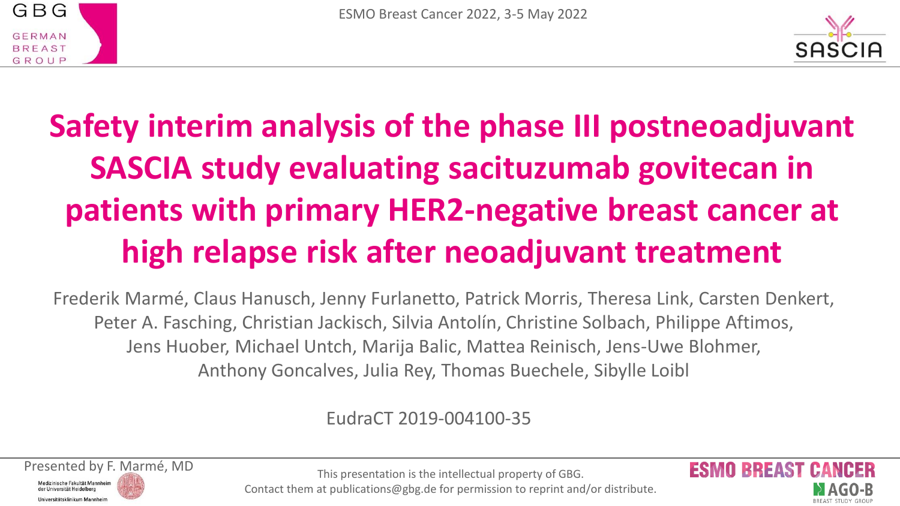# Safety interim analysis of the phase III postneoadjuvant SASCIA study evaluating sacituzumab govitecan in patients with primary HER2-negative breast cancer at high relapse risk after neoadjuvant treatment

Frederik Marmé, Claus Hanusch, Jenny Furlanetto, Patrick Morris, Theresa Link, Carsten Denkert, Peter A. Fasching, Christian Jackisch, Silvia Antolín, Christine Solbach, Philippe Aftimos, Jens Huober, Michael Untch, Marija Balic, Mattea Reinisch, Jens-Uwe Blohmer, Anthony Goncalves, Julia Rey, Thomas Buechele, Sibylle Loibl

EudraCT 2019-004100-35

Presented by F. Marmé, MD

This presentation is the intellectual property of GBG. Contact them at publications@gbg.de for permission to reprint and/or distribute.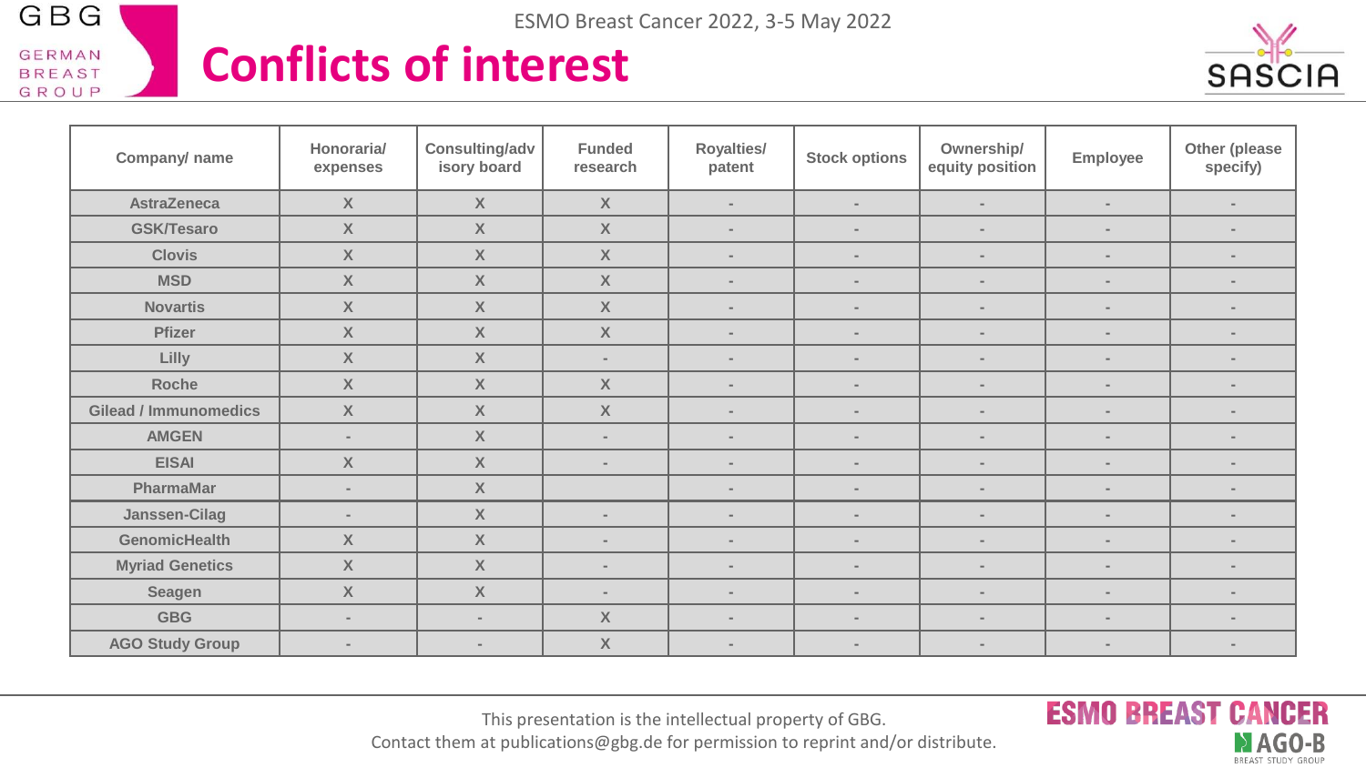# Conflicts of interest

| Company/ name | Honoraria/ expenses | Consulting/advisory board | Funded research | Royalties/ patent | Stock options | Ownership/ equity position | Employee | Other (please specify) |
|---|---|---|---|---|---|---|---|---|
| AstraZeneca | X | X | X | - | - | - | - | - |
| GSK/Tesaro | X | X | X | - | - | - | - | - |
| Clovis | X | X | X | - | - | - | - | - |
| MSD | X | X | X | - | - | - | - | - |
| Novartis | X | X | X | - | - | - | - | - |
| Pfizer | X | X | X | - | - | - | - | - |
| Lilly | X | X | - | - | - | - | - | - |
| Roche | X | X | X | - | - | - | - | - |
| Gilead / Immunomedics | X | X | X | - | - | - | - | - |
| AMGEN | - | X | - | - | - | - | - | - |
| EISAI | X | X | - | - | - | - | - | - |
| PharmaMar | - | X | | - | - | - | - | - |
| Janssen-Cilag | - | X | - | - | - | - | - | - |
| GenomicHealth | X | X | - | - | - | - | - | - |
| Myriad Genetics | X | X | - | - | - | - | - | - |
| Seagen | X | X | - | - | - | - | - | - |
| GBG | - | - | X | - | - | - | - | - |
| AGO Study Group | - | - | X | - | - | - | - | - |

This presentation is the intellectual property of GBG.
Contact them at publications@gbg.de for permission to reprint and/or distribute.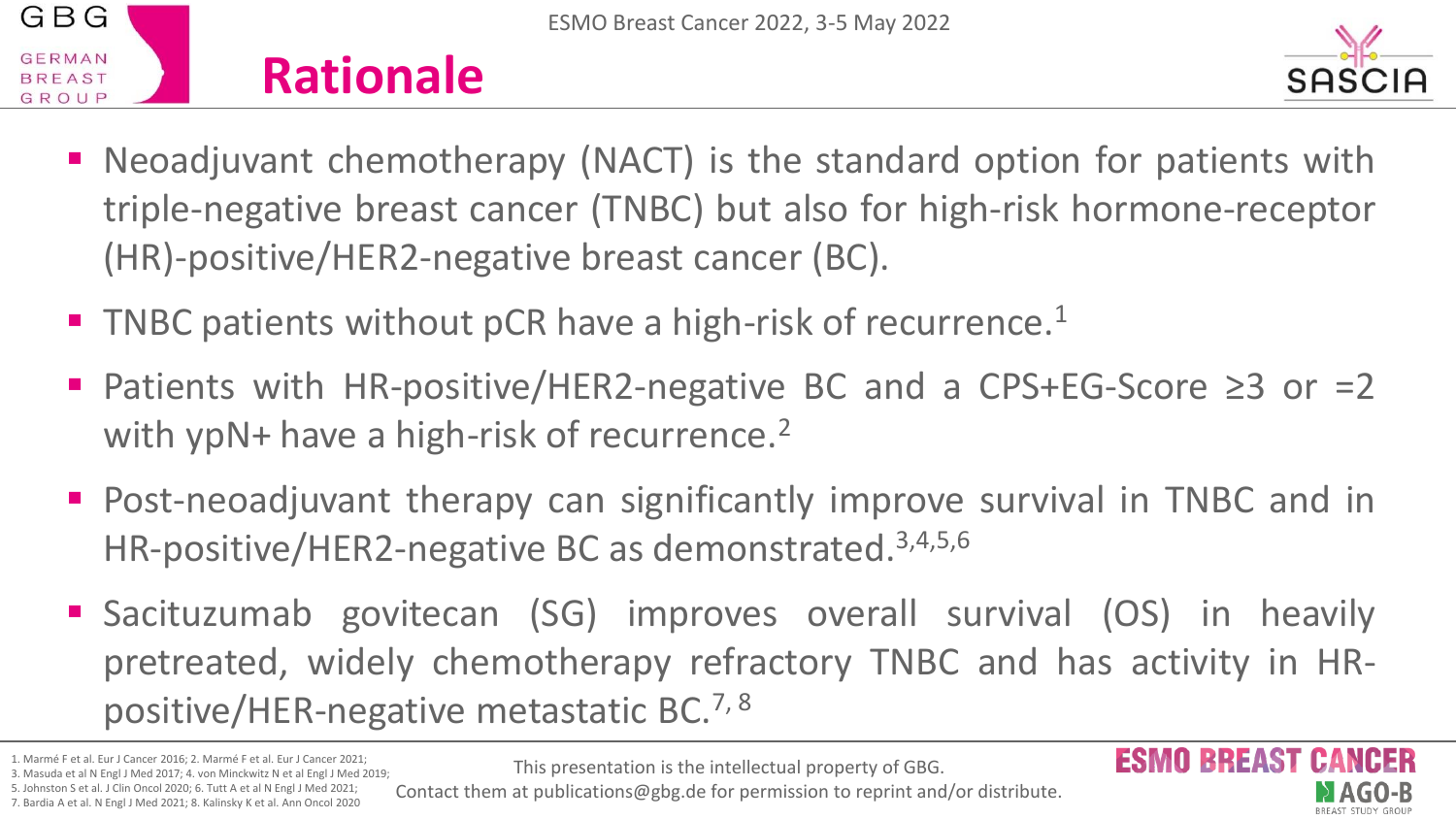# Rationale

- Neoadjuvant chemotherapy (NACT) is the standard option for patients with triple-negative breast cancer (TNBC) but also for high-risk hormone-receptor (HR)-positive/HER2-negative breast cancer (BC).
- TNBC patients without pCR have a high-risk of recurrence.[1]
- Patients with HR-positive/HER2-negative BC and a CPS+EG-Score ≥3 or =2 with ypN+ have a high-risk of recurrence.[2]
- Post-neoadjuvant therapy can significantly improve survival in TNBC and in HR-positive/HER2-negative BC as demonstrated.[3,4,5,6]
- Sacituzumab govitecan (SG) improves overall survival (OS) in heavily pretreated, widely chemotherapy refractory TNBC and has activity in HR-positive/HER-negative metastatic BC.[7, 8]

1. Marmé F et al. Eur J Cancer 2016; 2. Marmé F et al. Eur J Cancer 2021; 3. Masuda et al N Engl J Med 2017; 4. von Minckwitz N et al Engl J Med 2019; 5. Johnston S et al. J Clin Oncol 2020; 6. Tutt A et al N Engl J Med 2021; 7. Bardia A et al. N Engl J Med 2021; 8. Kalinsky K et al. Ann Oncol 2020

This presentation is the intellectual property of GBG. Contact them at publications@gbg.de for permission to reprint and/or distribute.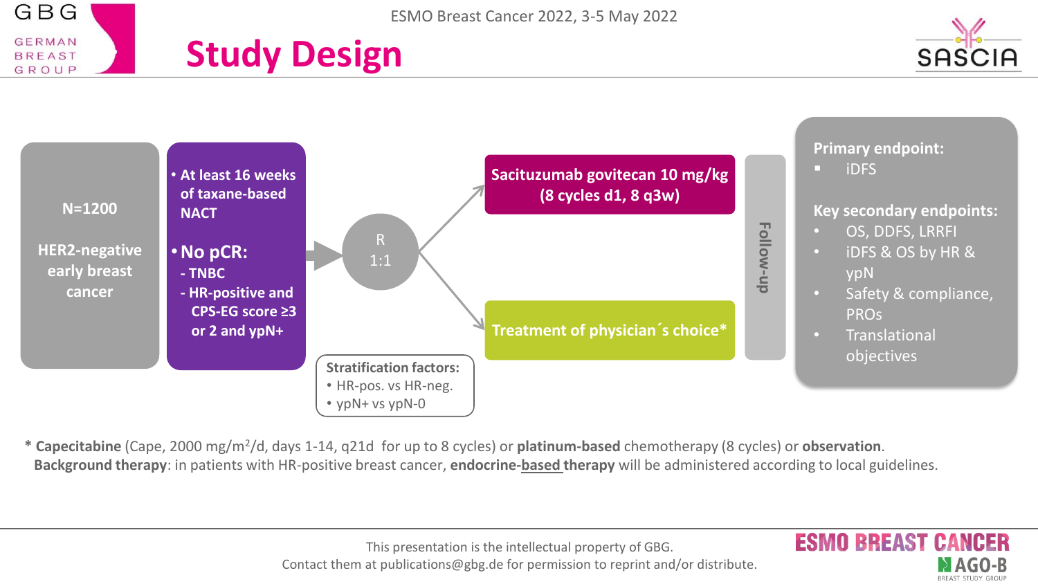# Study Design

**N=1200**

**HER2-negative early breast cancer**

- **At least 16 weeks of taxane-based NACT**
- **No pCR:**
  - **TNBC**
  - **HR-positive and CPS-EG score ≥3 or 2 and ypN+**

**R 1:1**

- **Sacituzumab govitecan 10 mg/kg (8 cycles d1, 8 q3w)**
- **Treatment of physician´s choice***

**Follow-up**

**Stratification factors:**

- HR-pos. vs HR-neg.
- ypN+ vs ypN-0

**Primary endpoint:**

- iDFS

**Key secondary endpoints:**

- OS, DDFS, LRRFI
- iDFS & OS by HR & ypN
- Safety & compliance, PROs
- Translational objectives

\* **Capecitabine** (Cape, 2000 mg/m$^2$/d, days 1-14, q21d for up to 8 cycles) or **platinum-based** chemotherapy (8 cycles) or **observation**.
**Background therapy**: in patients with HR-positive breast cancer, **endocrine-based therapy** will be administered according to local guidelines.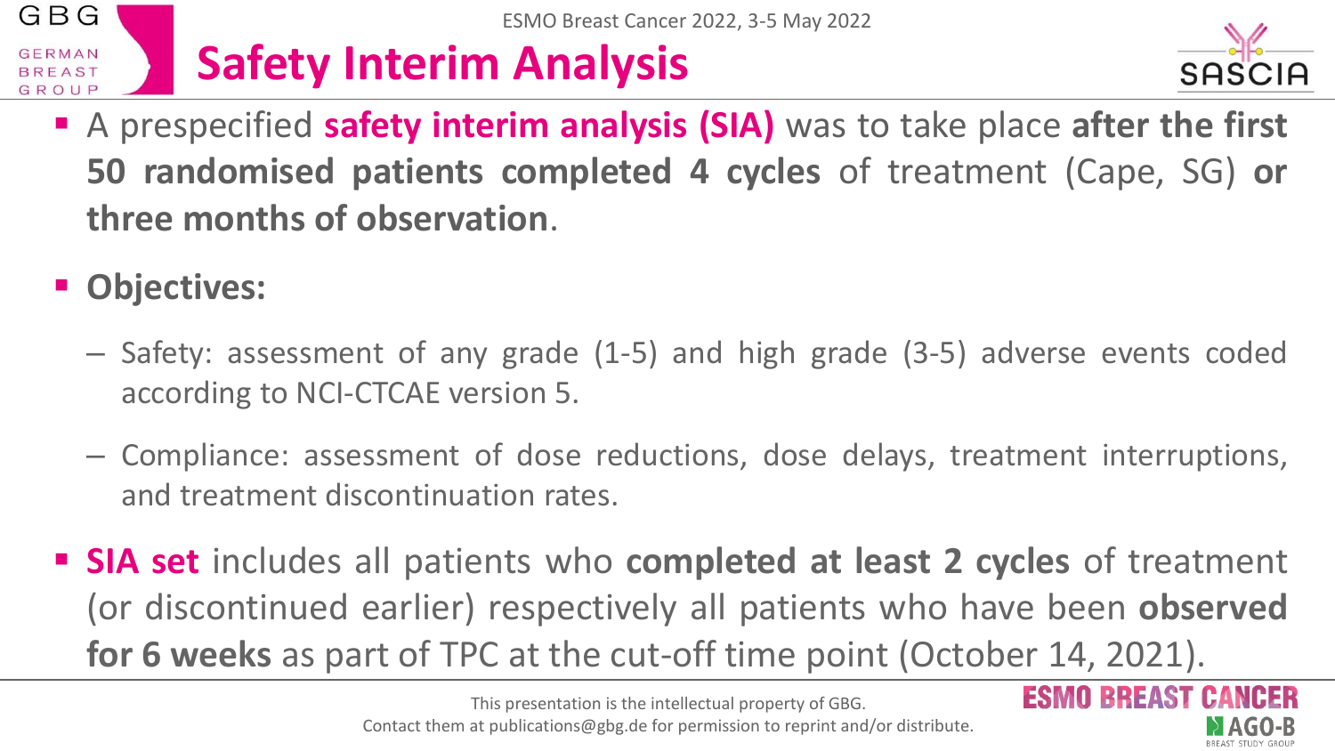# Safety Interim Analysis

- A prespecified **safety interim analysis (SIA)** was to take place **after the first 50 randomised patients completed 4 cycles** of treatment (Cape, SG) **or three months of observation**.

- **Objectives:**
  - Safety: assessment of any grade (1-5) and high grade (3-5) adverse events coded according to NCI-CTCAE version 5.
  - Compliance: assessment of dose reductions, dose delays, treatment interruptions, and treatment discontinuation rates.

- **SIA set** includes all patients who **completed at least 2 cycles** of treatment (or discontinued earlier) respectively all patients who have been **observed for 6 weeks** as part of TPC at the cut-off time point (October 14, 2021).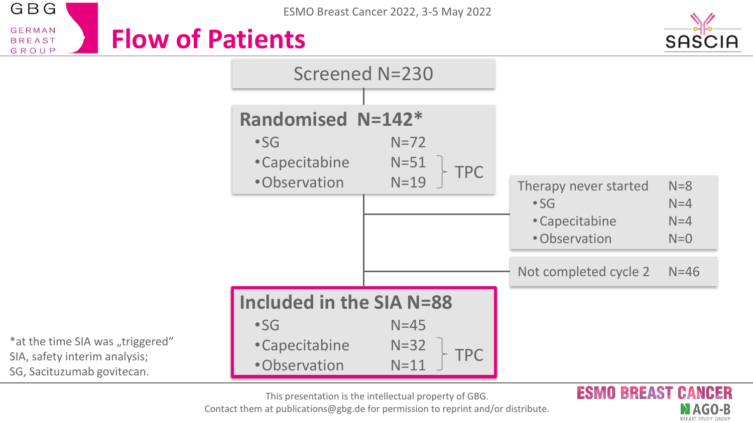# Flow of Patients

**Screened N=230**

**Randomised N=142***

| | | |
|---|---|---|
| SG | N=72 | |
| Capecitabine | N=51 | TPC |
| Observation | N=19 | TPC |

Therapy never started N=8

| | |
|---|---|
| SG | N=4 |
| Capecitabine | N=4 |
| Observation | N=0 |

Not completed cycle 2 N=46

**Included in the SIA N=88**

| | | |
|---|---|---|
| SG | N=45 | |
| Capecitabine | N=32 | TPC |
| Observation | N=11 | TPC |

*at the time SIA was „triggered“
SIA, safety interim analysis;
SG, Sacituzumab govitecan.

This presentation is the intellectual property of GBG.
Contact them at publications@gbg.de for permission to reprint and/or distribute.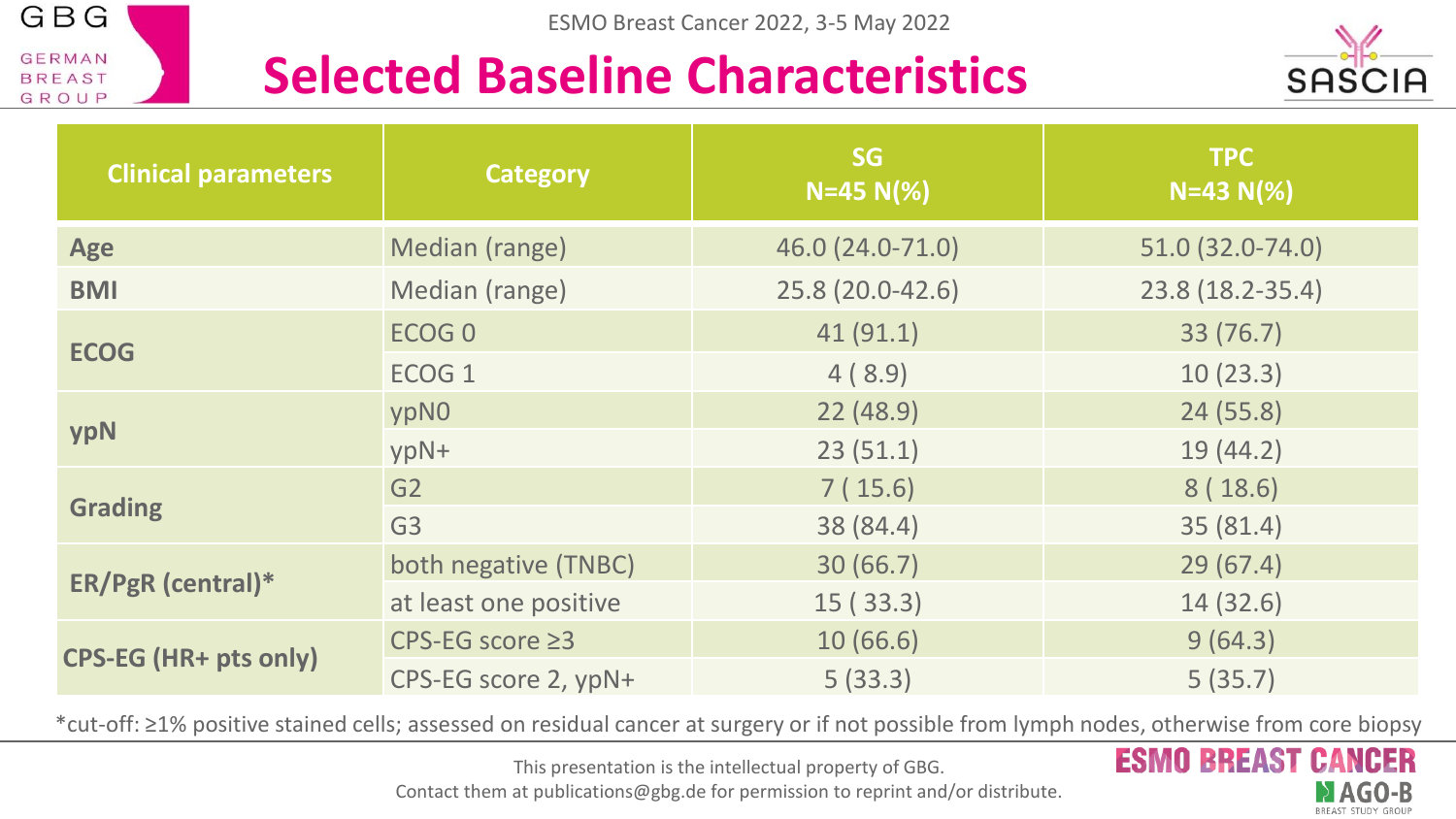# Selected Baseline Characteristics

| Clinical parameters | Category | SG N=45 N(%) | TPC N=43 N(%) |
|---|---|---|---|
| **Age** | Median (range) | 46.0 (24.0-71.0) | 51.0 (32.0-74.0) |
| **BMI** | Median (range) | 25.8 (20.0-42.6) | 23.8 (18.2-35.4) |
| **ECOG** | ECOG 0 | 41 (91.1) | 33 (76.7) |
| | ECOG 1 | 4 ( 8.9) | 10 (23.3) |
| **ypN** | ypN0 | 22 (48.9) | 24 (55.8) |
| | ypN+ | 23 (51.1) | 19 (44.2) |
| **Grading** | G2 | 7 ( 15.6) | 8 ( 18.6) |
| | G3 | 38 (84.4) | 35 (81.4) |
| **ER/PgR (central)*** | both negative (TNBC) | 30 (66.7) | 29 (67.4) |
| | at least one positive | 15 ( 33.3) | 14 (32.6) |
| **CPS-EG (HR+ pts only)** | CPS-EG score ≥3 | 10 (66.6) | 9 (64.3) |
| | CPS-EG score 2, ypN+ | 5 (33.3) | 5 (35.7) |

*cut-off: ≥1% positive stained cells; assessed on residual cancer at surgery or if not possible from lymph nodes, otherwise from core biopsy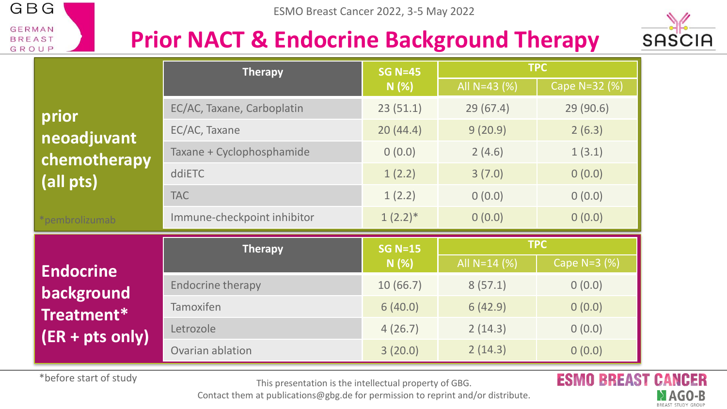# Prior NACT & Endocrine Background Therapy

**prior neoadjuvant chemotherapy (all pts)**

| Therapy | SG N=45 N (%) | TPC | |
|---|---|---|---|
| | | All N=43 (%) | Cape N=32 (%) |
| EC/AC, Taxane, Carboplatin | 23 (51.1) | 29 (67.4) | 29 (90.6) |
| EC/AC, Taxane | 20 (44.4) | 9 (20.9) | 2 (6.3) |
| Taxane + Cyclophosphamide | 0 (0.0) | 2 (4.6) | 1 (3.1) |
| ddiETC | 1 (2.2) | 3 (7.0) | 0 (0.0) |
| TAC | 1 (2.2) | 0 (0.0) | 0 (0.0) |
| Immune-checkpoint inhibitor | 1 (2.2)* | 0 (0.0) | 0 (0.0) |

*pembrolizumab

**Endocrine background Treatment* (ER + pts only)**

| Therapy | SG N=15 N (%) | TPC | |
|---|---|---|---|
| | | All N=14 (%) | Cape N=3 (%) |
| Endocrine therapy | 10 (66.7) | 8 (57.1) | 0 (0.0) |
| Tamoxifen | 6 (40.0) | 6 (42.9) | 0 (0.0) |
| Letrozole | 4 (26.7) | 2 (14.3) | 0 (0.0) |
| Ovarian ablation | 3 (20.0) | 2 (14.3) | 0 (0.0) |

*before start of study

This presentation is the intellectual property of GBG.
Contact them at publications@gbg.de for permission to reprint and/or distribute.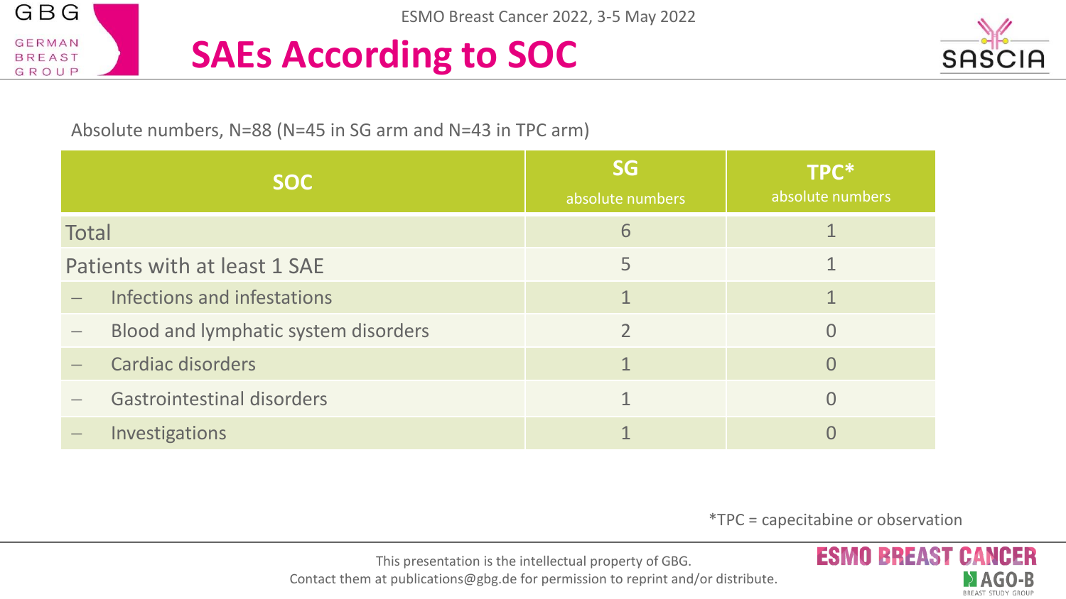# SAEs According to SOC

Absolute numbers, N=88 (N=45 in SG arm and N=43 in TPC arm)

| SOC | SG absolute numbers | TPC* absolute numbers |
|---|---|---|
| Total | 6 | 1 |
| Patients with at least 1 SAE | 5 | 1 |
| – Infections and infestations | 1 | 1 |
| – Blood and lymphatic system disorders | 2 | 0 |
| – Cardiac disorders | 1 | 0 |
| – Gastrointestinal disorders | 1 | 0 |
| – Investigations | 1 | 0 |

*TPC = capecitabine or observation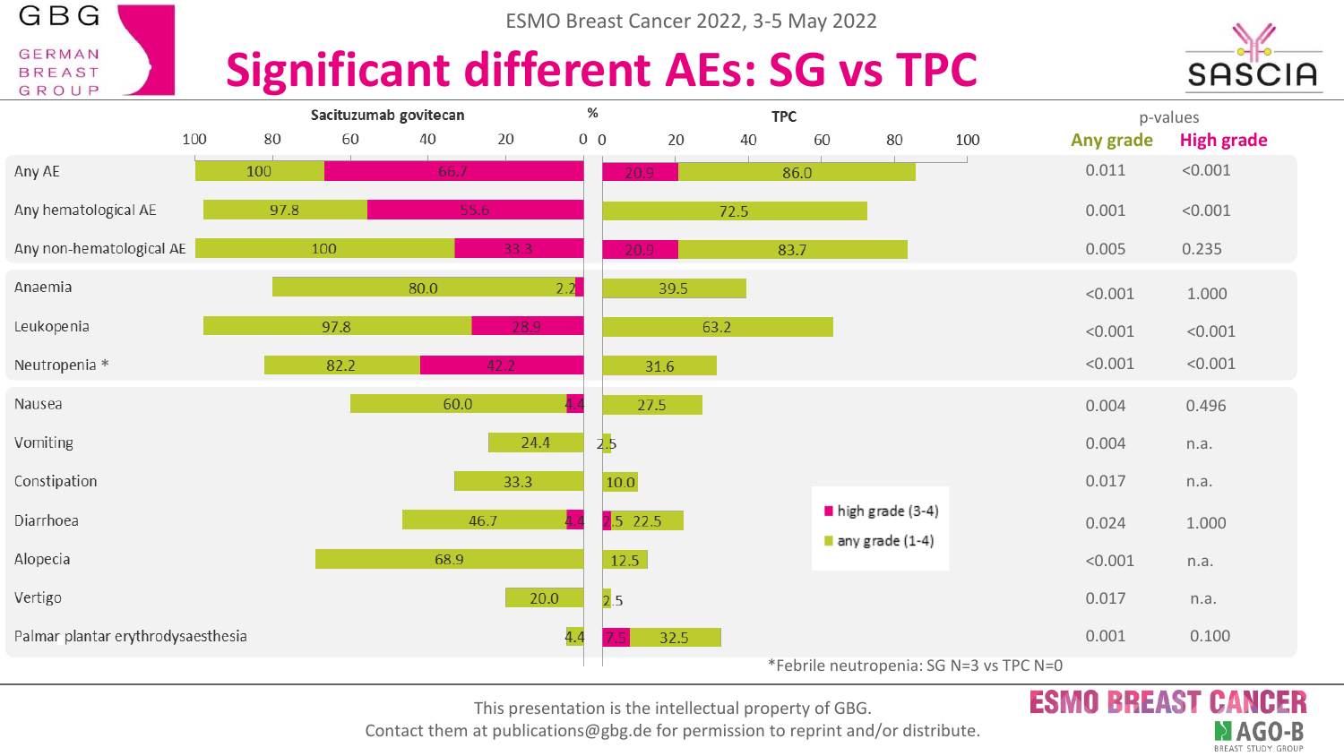# Significant different AEs: SG vs TPC

ESMO Breast Cancer 2022, 3-5 May 2022

| AE | Sacituzumab govitecan any grade (1-4) % | Sacituzumab govitecan high grade (3-4) % | TPC high grade (3-4) % | TPC any grade (1-4) % | p-value Any grade | p-value High grade |
|---|---|---|---|---|---|---|
| Any AE | 100 | 66.7 | 20.9 | 86.0 | 0.011 | <0.001 |
| Any hematological AE | 97.8 | 55.6 | | 72.5 | 0.001 | <0.001 |
| Any non-hematological AE | 100 | 33.3 | 20.9 | 83.7 | 0.005 | 0.235 |
| Anaemia | 80.0 | 2.2 | | 39.5 | <0.001 | 1.000 |
| Leukopenia | 97.8 | 28.9 | | 63.2 | <0.001 | <0.001 |
| Neutropenia * | 82.2 | 42.2 | | 31.6 | <0.001 | <0.001 |
| Nausea | 60.0 | 4.4 | | 27.5 | 0.004 | 0.496 |
| Vomiting | 24.4 | | | 2.5 | 0.004 | n.a. |
| Constipation | 33.3 | | | 10.0 | 0.017 | n.a. |
| Diarrhoea | 46.7 | 4.4 | 2.5 | 22.5 | 0.024 | 1.000 |
| Alopecia | 68.9 | | | 12.5 | <0.001 | n.a. |
| Vertigo | 20.0 | | | 2.5 | 0.017 | n.a. |
| Palmar plantar erythrodysaesthesia | 4.4 | | 7.5 | 32.5 | 0.001 | 0.100 |

*Febrile neutropenia: SG N=3 vs TPC N=0

This presentation is the intellectual property of GBG.
Contact them at publications@gbg.de for permission to reprint and/or distribute.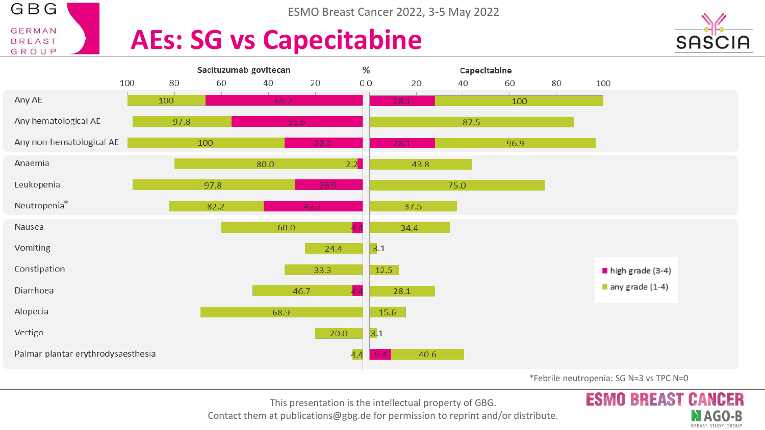# AEs: SG vs Capecitabine

ESMO Breast Cancer 2022, 3-5 May 2022

| AE (%) | Sacituzumab govitecan any grade (1-4) | Sacituzumab govitecan high grade (3-4) | Capecitabine high grade (3-4) | Capecitabine any grade (1-4) |
|---|---|---|---|---|
| Any AE | 100 | 66.7 | 28.1 | 100 |
| Any hematological AE | 97.8 | 55.6 | | 87.5 |
| Any non-hematological AE | 100 | 33.3 | 28.1 | 96.9 |
| Anaemia | 80.0 | 2.2 | | 43.8 |
| Leukopenia | 97.8 | 28.9 | | 75.0 |
| Neutropenia* | 82.2 | 42.2 | | 37.5 |
| Nausea | 60.0 | 4.4 | | 34.4 |
| Vomiting | 24.4 | | | 3.1 |
| Constipation | 33.3 | | | 12.5 |
| Diarrhoea | 46.7 | 4.4 | | 28.1 |
| Alopecia | 68.9 | | | 15.6 |
| Vertigo | 20.0 | | | 3.1 |
| Palmar plantar erythrodysaesthesia | 4.4 | | 9.4 | 40.6 |

*Febrile neutropenia: SG N=3 vs TPC N=0

This presentation is the intellectual property of GBG.
Contact them at publications@gbg.de for permission to reprint and/or distribute.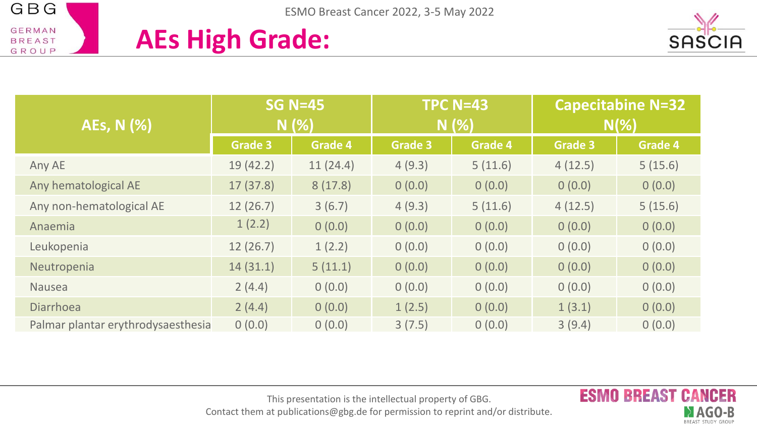# AEs High Grade:

| AEs, N (%) | SG N=45 N (%) | | TPC N=43 N (%) | | Capecitabine N=32 N(%) | |
|---|---|---|---|---|---|---|
| | Grade 3 | Grade 4 | Grade 3 | Grade 4 | Grade 3 | Grade 4 |
| Any AE | 19 (42.2) | 11 (24.4) | 4 (9.3) | 5 (11.6) | 4 (12.5) | 5 (15.6) |
| Any hematological AE | 17 (37.8) | 8 (17.8) | 0 (0.0) | 0 (0.0) | 0 (0.0) | 0 (0.0) |
| Any non-hematological AE | 12 (26.7) | 3 (6.7) | 4 (9.3) | 5 (11.6) | 4 (12.5) | 5 (15.6) |
| Anaemia | 1 (2.2) | 0 (0.0) | 0 (0.0) | 0 (0.0) | 0 (0.0) | 0 (0.0) |
| Leukopenia | 12 (26.7) | 1 (2.2) | 0 (0.0) | 0 (0.0) | 0 (0.0) | 0 (0.0) |
| Neutropenia | 14 (31.1) | 5 (11.1) | 0 (0.0) | 0 (0.0) | 0 (0.0) | 0 (0.0) |
| Nausea | 2 (4.4) | 0 (0.0) | 0 (0.0) | 0 (0.0) | 0 (0.0) | 0 (0.0) |
| Diarrhoea | 2 (4.4) | 0 (0.0) | 1 (2.5) | 0 (0.0) | 1 (3.1) | 0 (0.0) |
| Palmar plantar erythrodysaesthesia | 0 (0.0) | 0 (0.0) | 3 (7.5) | 0 (0.0) | 3 (9.4) | 0 (0.0) |

This presentation is the intellectual property of GBG.
Contact them at publications@gbg.de for permission to reprint and/or distribute.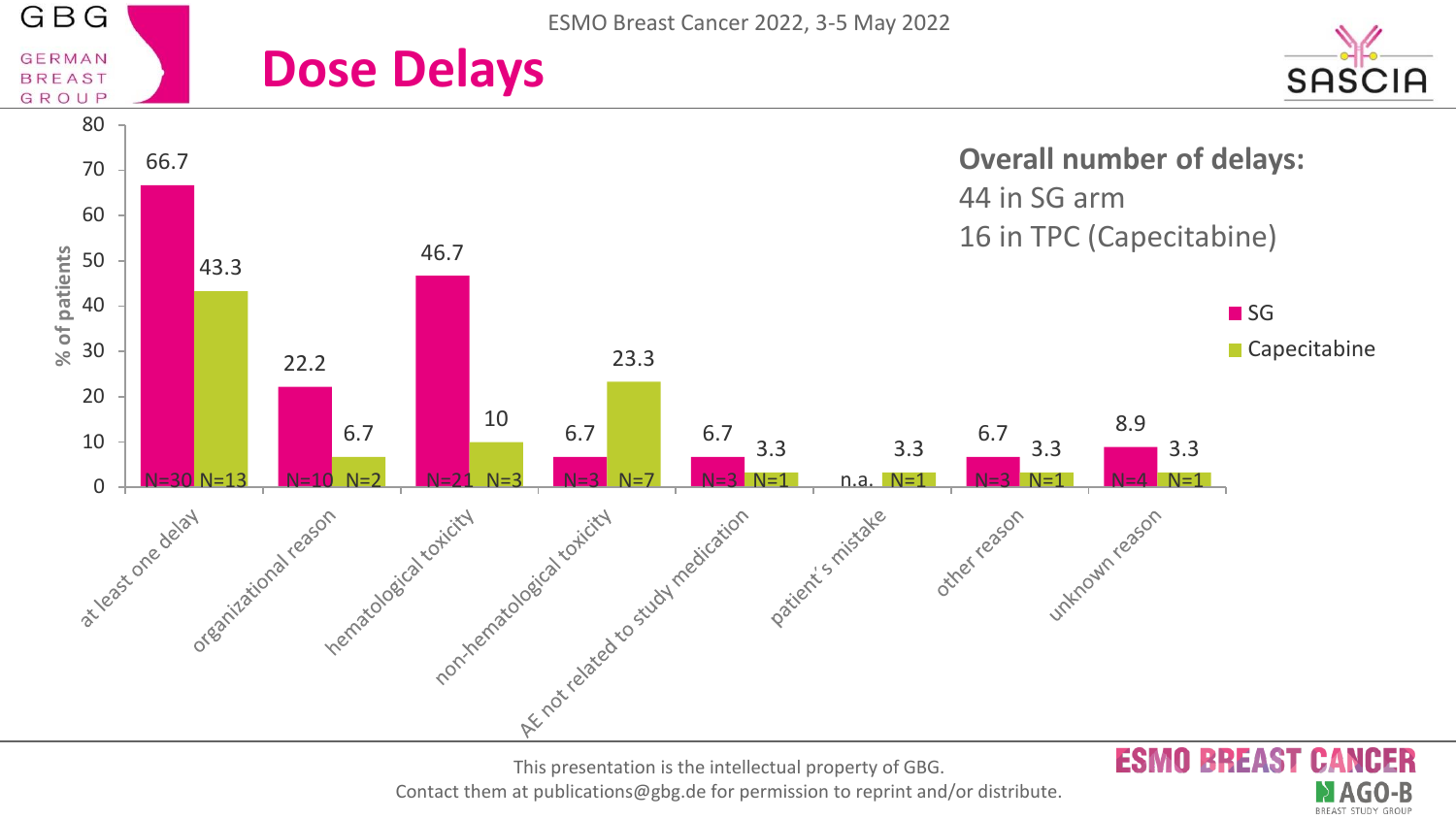# Dose Delays

**Overall number of delays:**
44 in SG arm
16 in TPC (Capecitabine)

| Reason | SG (% of patients) | SG N | Capecitabine (% of patients) | Capecitabine N |
| --- | --- | --- | --- | --- |
| at least one delay | 66.7 | N=30 | 43.3 | N=13 |
| organizational reason | 22.2 | N=10 | 6.7 | N=2 |
| hematological toxicity | 46.7 | N=21 | 10 | N=3 |
| non-hematological toxicity | 6.7 | N=3 | 23.3 | N=7 |
| AE not related to study medication | 6.7 | N=3 | 3.3 | N=1 |
| patient´s mistake | n.a. | | 3.3 | N=1 |
| other reason | 6.7 | N=3 | 3.3 | N=1 |
| unknown reason | 8.9 | N=4 | 3.3 | N=1 |

This presentation is the intellectual property of GBG.
Contact them at publications@gbg.de for permission to reprint and/or distribute.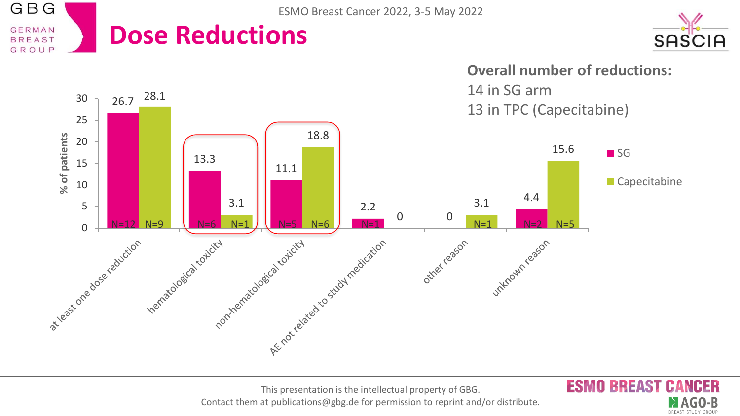# Dose Reductions

**Overall number of reductions:**

14 in SG arm

13 in TPC (Capecitabine)

| % of patients | SG | Capecitabine |
|---|---|---|
| at least one dose reduction | 26.7 (N=12) | 28.1 (N=9) |
| hematological toxicity | 13.3 (N=6) | 3.1 (N=1) |
| non-hematological toxicity | 11.1 (N=5) | 18.8 (N=6) |
| AE not related to study medication | 2.2 (N=1) | 0 |
| other reason | 0 | 3.1 (N=1) |
| unknown reason | 4.4 (N=2) | 15.6 (N=5) |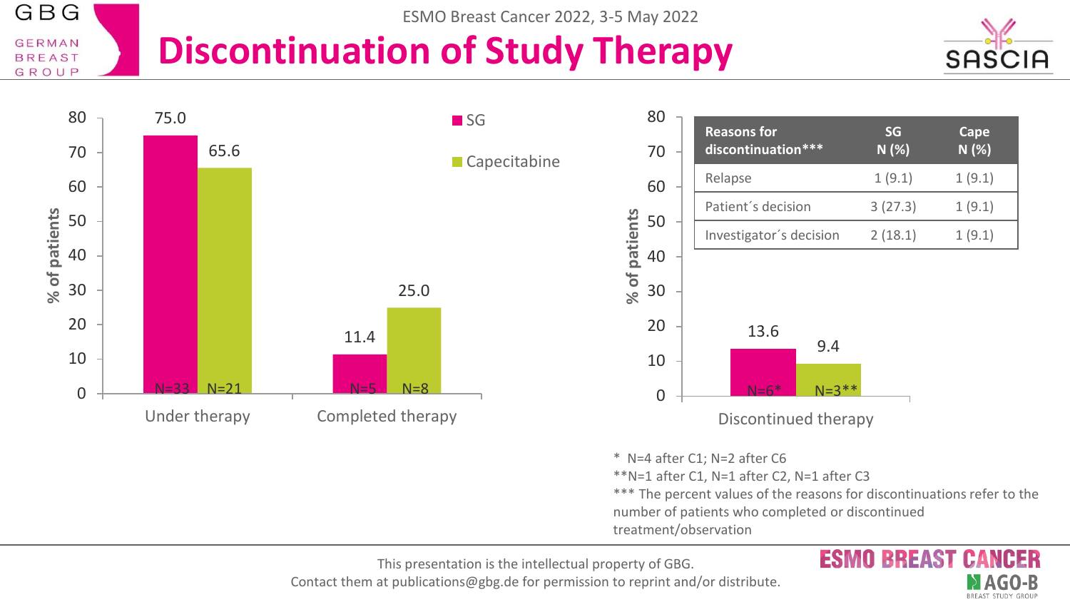# Discontinuation of Study Therapy

ESMO Breast Cancer 2022, 3-5 May 2022

| | SG | Capecitabine |
|---|---|---|
| Under therapy (% of patients) | 75.0 (N=33) | 65.6 (N=21) |
| Completed therapy (% of patients) | 11.4 (N=5) | 25.0 (N=8) |
| Discontinued therapy (% of patients) | 13.6 (N=6*) | 9.4 (N=3**) |

| Reasons for discontinuation*** | SG N (%) | Cape N (%) |
|---|---|---|
| Relapse | 1 (9.1) | 1 (9.1) |
| Patient´s decision | 3 (27.3) | 1 (9.1) |
| Investigator´s decision | 2 (18.1) | 1 (9.1) |

\* N=4 after C1; N=2 after C6
**N=1 after C1, N=1 after C2, N=1 after C3
*** The percent values of the reasons for discontinuations refer to the number of patients who completed or discontinued treatment/observation

This presentation is the intellectual property of GBG.
Contact them at publications@gbg.de for permission to reprint and/or distribute.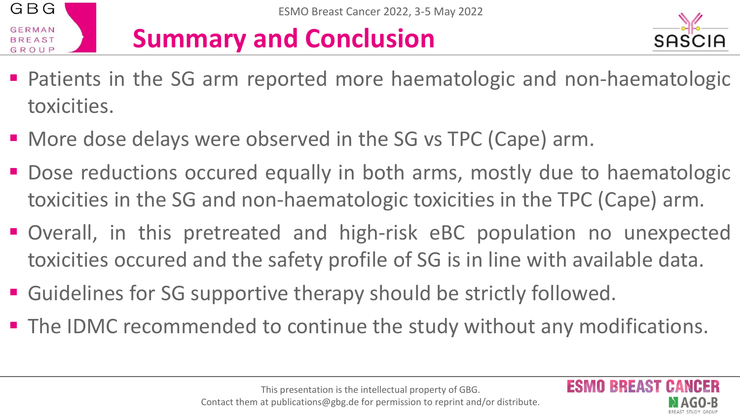# Summary and Conclusion

- Patients in the SG arm reported more haematologic and non-haematologic toxicities.
- More dose delays were observed in the SG vs TPC (Cape) arm.
- Dose reductions occured equally in both arms, mostly due to haematologic toxicities in the SG and non-haematologic toxicities in the TPC (Cape) arm.
- Overall, in this pretreated and high-risk eBC population no unexpected toxicities occured and the safety profile of SG is in line with available data.
- Guidelines for SG supportive therapy should be strictly followed.
- The IDMC recommended to continue the study without any modifications.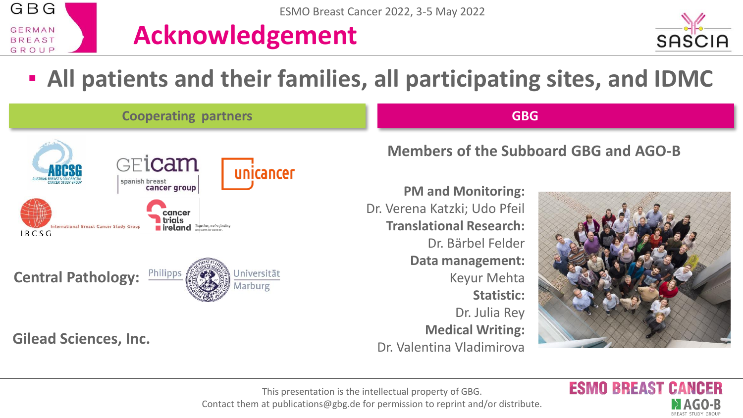# Acknowledgement

- **All patients and their families, all participating sites, and IDMC**

## Cooperating partners

ABCSG – Austrian Breast & Colorectal Cancer Study Group

GEICAM – spanish breast cancer group

unicancer

IBCSG – International Breast Cancer Study Group

cancer trials ireland – Together, we're finding answers to cancer.

**Central Pathology:** Philipps Universität Marburg

**Gilead Sciences, Inc.**

## GBG

**Members of the Subboard GBG and AGO-B**

**PM and Monitoring:**
Dr. Verena Katzki; Udo Pfeil

**Translational Research:**
Dr. Bärbel Felder

**Data management:**
Keyur Mehta

**Statistic:**
Dr. Julia Rey

**Medical Writing:**
Dr. Valentina Vladimirova

This presentation is the intellectual property of GBG.
Contact them at publications@gbg.de for permission to reprint and/or distribute.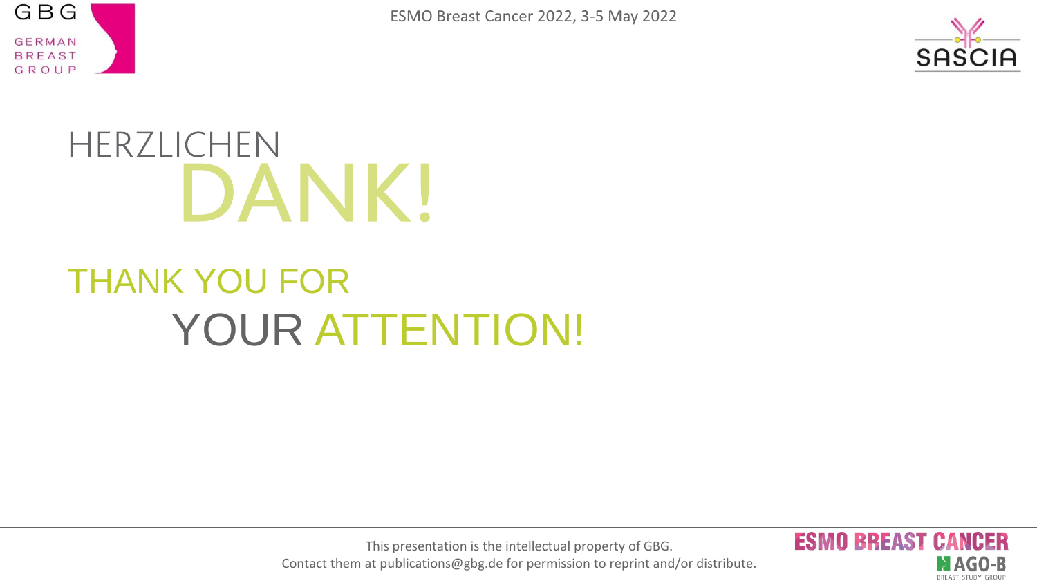# HERZLICHEN DANK!

## THANK YOU FOR YOUR ATTENTION!

This presentation is the intellectual property of GBG.
Contact them at publications@gbg.de for permission to reprint and/or distribute.